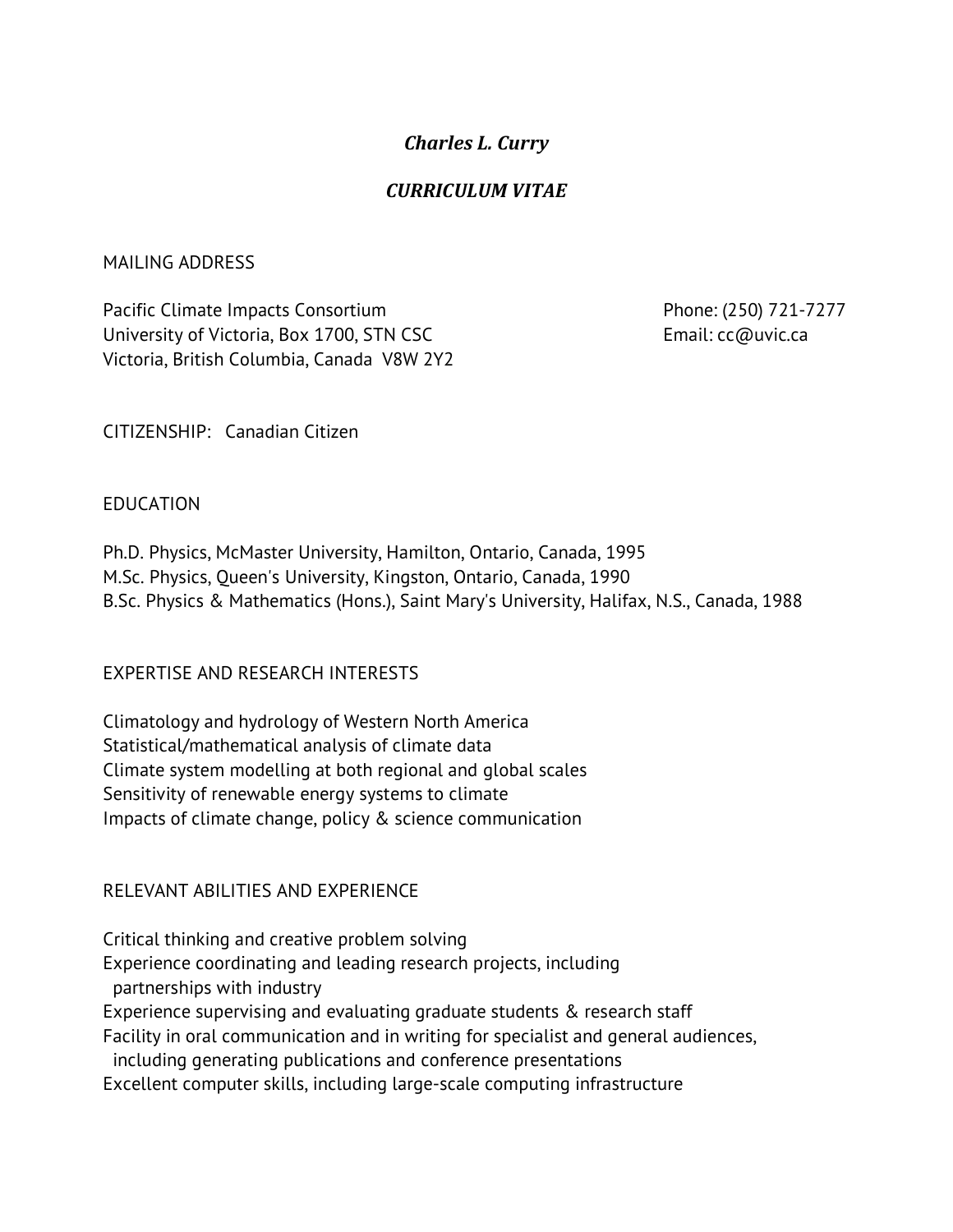# *Charles L. Curry*

## *CURRICULUM VITAE*

MAILING ADDRESS

Pacific Climate Impacts Consortium
University of Victoria, Box 1700, STN CSC
Victoria, British Columbia, Canada V8W 2Y2

Phone: (250) 721-7277
Email: cc@uvic.ca

CITIZENSHIP: Canadian Citizen

EDUCATION

Ph.D. Physics, McMaster University, Hamilton, Ontario, Canada, 1995
M.Sc. Physics, Queen's University, Kingston, Ontario, Canada, 1990
B.Sc. Physics & Mathematics (Hons.), Saint Mary's University, Halifax, N.S., Canada, 1988

EXPERTISE AND RESEARCH INTERESTS

Climatology and hydrology of Western North America
Statistical/mathematical analysis of climate data
Climate system modelling at both regional and global scales
Sensitivity of renewable energy systems to climate
Impacts of climate change, policy & science communication

RELEVANT ABILITIES AND EXPERIENCE

Critical thinking and creative problem solving
Experience coordinating and leading research projects, including partnerships with industry
Experience supervising and evaluating graduate students & research staff
Facility in oral communication and in writing for specialist and general audiences, including generating publications and conference presentations
Excellent computer skills, including large-scale computing infrastructure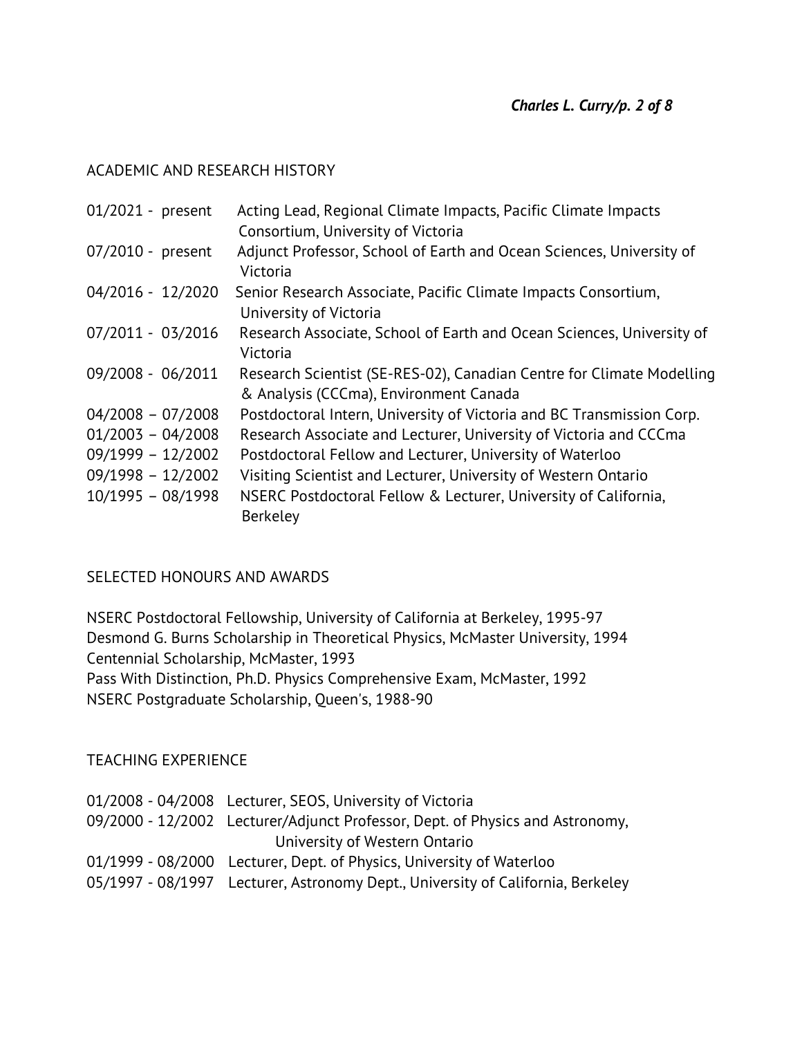## ACADEMIC AND RESEARCH HISTORY

| | |
|---|---|
| 01/2021 - present | Acting Lead, Regional Climate Impacts, Pacific Climate Impacts Consortium, University of Victoria |
| 07/2010 - present | Adjunct Professor, School of Earth and Ocean Sciences, University of Victoria |
| 04/2016 - 12/2020 | Senior Research Associate, Pacific Climate Impacts Consortium, University of Victoria |
| 07/2011 - 03/2016 | Research Associate, School of Earth and Ocean Sciences, University of Victoria |
| 09/2008 - 06/2011 | Research Scientist (SE-RES-02), Canadian Centre for Climate Modelling & Analysis (CCCma), Environment Canada |
| 04/2008 – 07/2008 | Postdoctoral Intern, University of Victoria and BC Transmission Corp. |
| 01/2003 – 04/2008 | Research Associate and Lecturer, University of Victoria and CCCma |
| 09/1999 – 12/2002 | Postdoctoral Fellow and Lecturer, University of Waterloo |
| 09/1998 – 12/2002 | Visiting Scientist and Lecturer, University of Western Ontario |
| 10/1995 – 08/1998 | NSERC Postdoctoral Fellow & Lecturer, University of California, Berkeley |

## SELECTED HONOURS AND AWARDS

NSERC Postdoctoral Fellowship, University of California at Berkeley, 1995-97
Desmond G. Burns Scholarship in Theoretical Physics, McMaster University, 1994
Centennial Scholarship, McMaster, 1993
Pass With Distinction, Ph.D. Physics Comprehensive Exam, McMaster, 1992
NSERC Postgraduate Scholarship, Queen's, 1988-90

## TEACHING EXPERIENCE

| | |
|---|---|
| 01/2008 - 04/2008 | Lecturer, SEOS, University of Victoria |
| 09/2000 - 12/2002 | Lecturer/Adjunct Professor, Dept. of Physics and Astronomy, University of Western Ontario |
| 01/1999 - 08/2000 | Lecturer, Dept. of Physics, University of Waterloo |
| 05/1997 - 08/1997 | Lecturer, Astronomy Dept., University of California, Berkeley |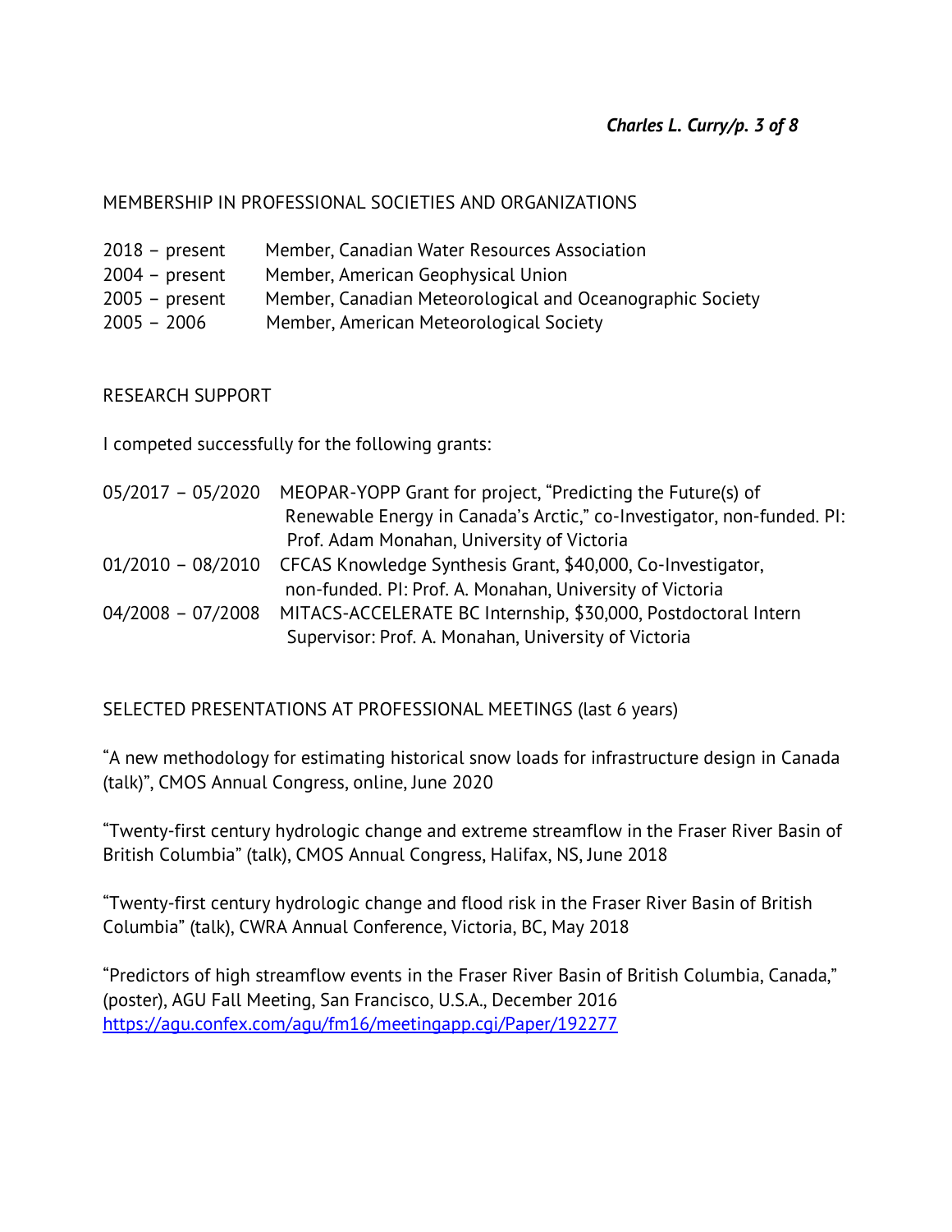## MEMBERSHIP IN PROFESSIONAL SOCIETIES AND ORGANIZATIONS

| | |
|---|---|
| 2018 – present | Member, Canadian Water Resources Association |
| 2004 – present | Member, American Geophysical Union |
| 2005 – present | Member, Canadian Meteorological and Oceanographic Society |
| 2005 – 2006 | Member, American Meteorological Society |

## RESEARCH SUPPORT

I competed successfully for the following grants:

| | |
|---|---|
| 05/2017 – 05/2020 | MEOPAR-YOPP Grant for project, "Predicting the Future(s) of Renewable Energy in Canada's Arctic," co-Investigator, non-funded. PI: Prof. Adam Monahan, University of Victoria |
| 01/2010 – 08/2010 | CFCAS Knowledge Synthesis Grant, $40,000, Co-Investigator, non-funded. PI: Prof. A. Monahan, University of Victoria |
| 04/2008 – 07/2008 | MITACS-ACCELERATE BC Internship, $30,000, Postdoctoral Intern Supervisor: Prof. A. Monahan, University of Victoria |

## SELECTED PRESENTATIONS AT PROFESSIONAL MEETINGS (last 6 years)

"A new methodology for estimating historical snow loads for infrastructure design in Canada (talk)", CMOS Annual Congress, online, June 2020

"Twenty-first century hydrologic change and extreme streamflow in the Fraser River Basin of British Columbia" (talk), CMOS Annual Congress, Halifax, NS, June 2018

"Twenty-first century hydrologic change and flood risk in the Fraser River Basin of British Columbia" (talk), CWRA Annual Conference, Victoria, BC, May 2018

"Predictors of high streamflow events in the Fraser River Basin of British Columbia, Canada," (poster), AGU Fall Meeting, San Francisco, U.S.A., December 2016
https://agu.confex.com/agu/fm16/meetingapp.cgi/Paper/192277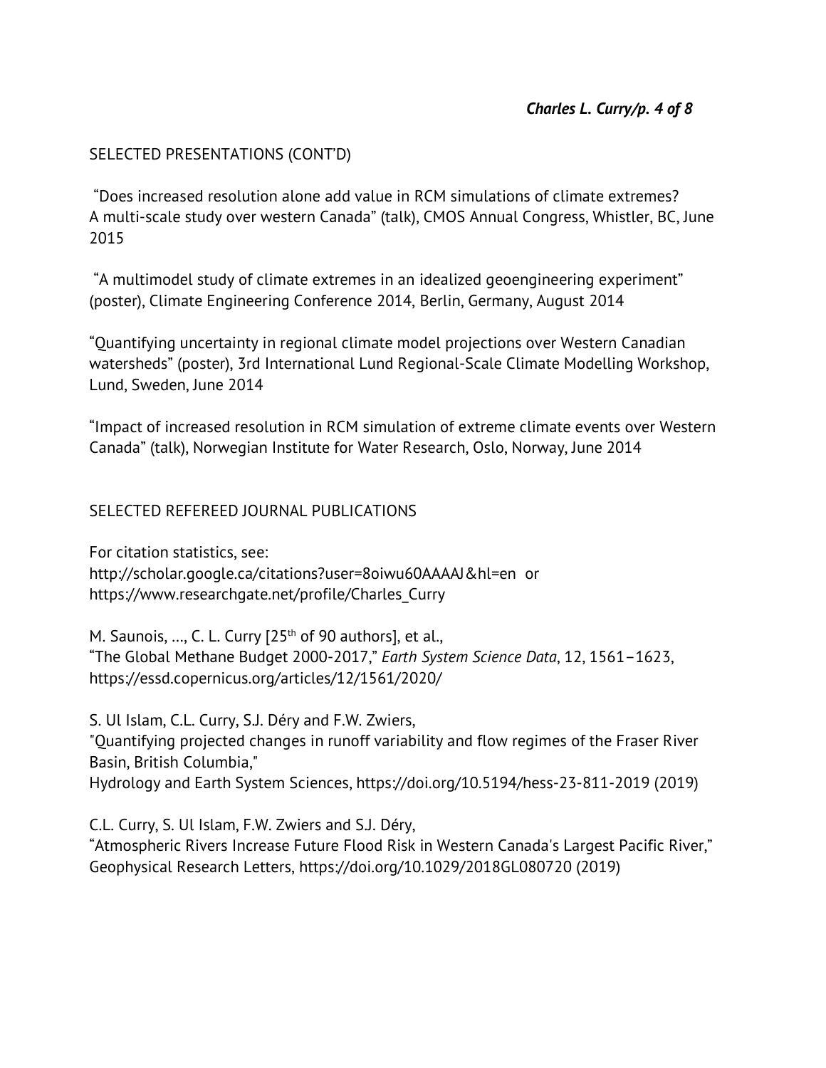## SELECTED PRESENTATIONS (CONT'D)

"Does increased resolution alone add value in RCM simulations of climate extremes? A multi-scale study over western Canada" (talk), CMOS Annual Congress, Whistler, BC, June 2015

"A multimodel study of climate extremes in an idealized geoengineering experiment" (poster), Climate Engineering Conference 2014, Berlin, Germany, August 2014

"Quantifying uncertainty in regional climate model projections over Western Canadian watersheds" (poster), 3rd International Lund Regional-Scale Climate Modelling Workshop, Lund, Sweden, June 2014

"Impact of increased resolution in RCM simulation of extreme climate events over Western Canada" (talk), Norwegian Institute for Water Research, Oslo, Norway, June 2014

## SELECTED REFEREED JOURNAL PUBLICATIONS

For citation statistics, see:
http://scholar.google.ca/citations?user=8oiwu60AAAAJ&hl=en or
https://www.researchgate.net/profile/Charles_Curry

M. Saunois, ..., C. L. Curry [25th of 90 authors], et al.,
"The Global Methane Budget 2000-2017," *Earth System Science Data*, 12, 1561–1623, https://essd.copernicus.org/articles/12/1561/2020/

S. Ul Islam, C.L. Curry, S.J. Déry and F.W. Zwiers,
"Quantifying projected changes in runoff variability and flow regimes of the Fraser River Basin, British Columbia,"
Hydrology and Earth System Sciences, https://doi.org/10.5194/hess-23-811-2019 (2019)

C.L. Curry, S. Ul Islam, F.W. Zwiers and S.J. Déry,
"Atmospheric Rivers Increase Future Flood Risk in Western Canada's Largest Pacific River," Geophysical Research Letters, https://doi.org/10.1029/2018GL080720 (2019)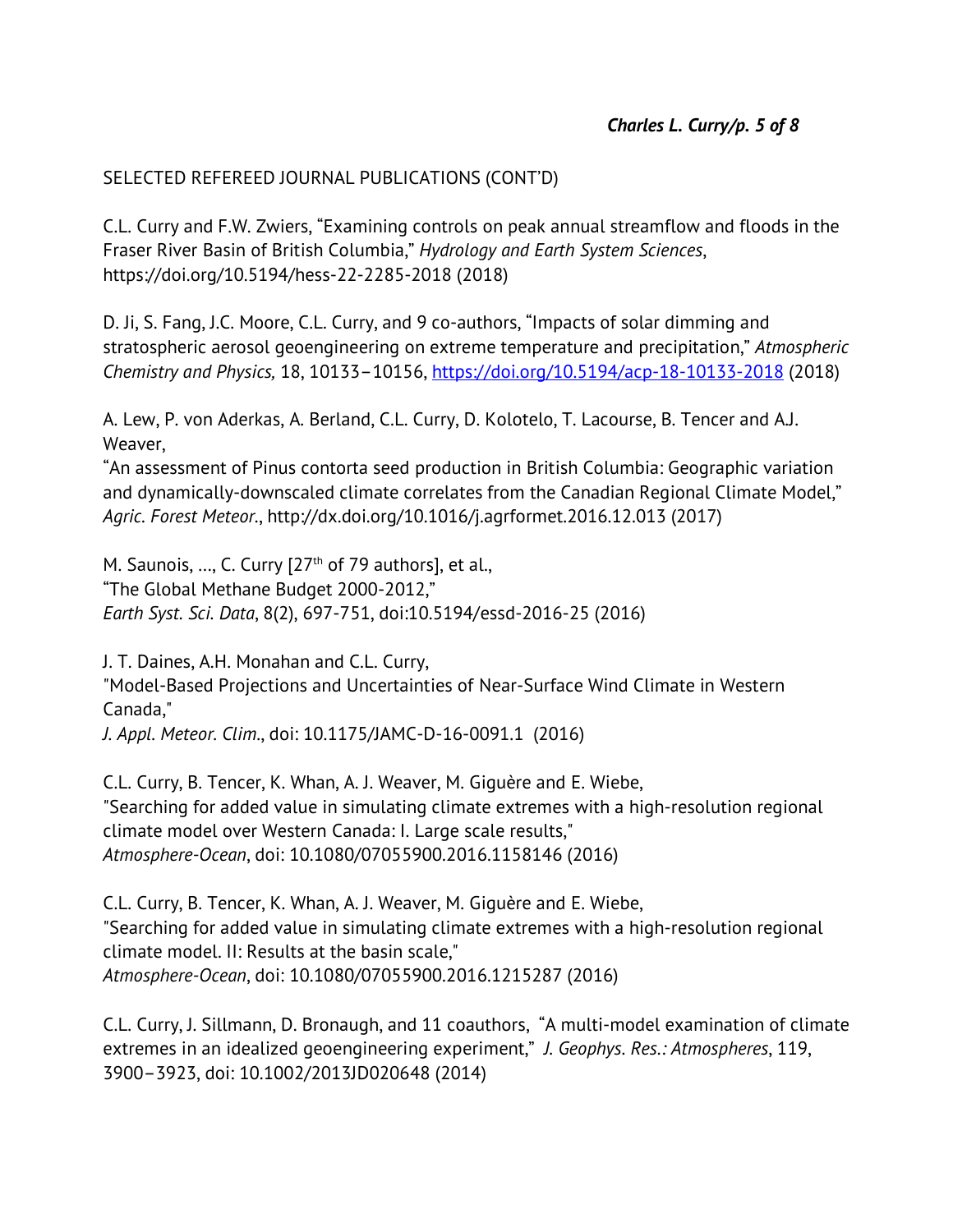SELECTED REFEREED JOURNAL PUBLICATIONS (CONT'D)

C.L. Curry and F.W. Zwiers, "Examining controls on peak annual streamflow and floods in the Fraser River Basin of British Columbia," *Hydrology and Earth System Sciences*, https://doi.org/10.5194/hess-22-2285-2018 (2018)

D. Ji, S. Fang, J.C. Moore, C.L. Curry, and 9 co-authors, "Impacts of solar dimming and stratospheric aerosol geoengineering on extreme temperature and precipitation," *Atmospheric Chemistry and Physics,* 18, 10133–10156, https://doi.org/10.5194/acp-18-10133-2018 (2018)

A. Lew, P. von Aderkas, A. Berland, C.L. Curry, D. Kolotelo, T. Lacourse, B. Tencer and A.J. Weaver,
"An assessment of Pinus contorta seed production in British Columbia: Geographic variation and dynamically-downscaled climate correlates from the Canadian Regional Climate Model," *Agric. Forest Meteor.*, http://dx.doi.org/10.1016/j.agrformet.2016.12.013 (2017)

M. Saunois, ..., C. Curry [27th of 79 authors], et al.,
"The Global Methane Budget 2000-2012,"
*Earth Syst. Sci. Data*, 8(2), 697-751, doi:10.5194/essd-2016-25 (2016)

J. T. Daines, A.H. Monahan and C.L. Curry,
"Model-Based Projections and Uncertainties of Near-Surface Wind Climate in Western Canada,"
*J. Appl. Meteor. Clim.*, doi: 10.1175/JAMC-D-16-0091.1 (2016)

C.L. Curry, B. Tencer, K. Whan, A. J. Weaver, M. Giguère and E. Wiebe,
"Searching for added value in simulating climate extremes with a high-resolution regional climate model over Western Canada: I. Large scale results,"
*Atmosphere-Ocean*, doi: 10.1080/07055900.2016.1158146 (2016)

C.L. Curry, B. Tencer, K. Whan, A. J. Weaver, M. Giguère and E. Wiebe,
"Searching for added value in simulating climate extremes with a high-resolution regional climate model. II: Results at the basin scale,"
*Atmosphere-Ocean*, doi: 10.1080/07055900.2016.1215287 (2016)

C.L. Curry, J. Sillmann, D. Bronaugh, and 11 coauthors, "A multi-model examination of climate extremes in an idealized geoengineering experiment," *J. Geophys. Res.: Atmospheres*, 119, 3900–3923, doi: 10.1002/2013JD020648 (2014)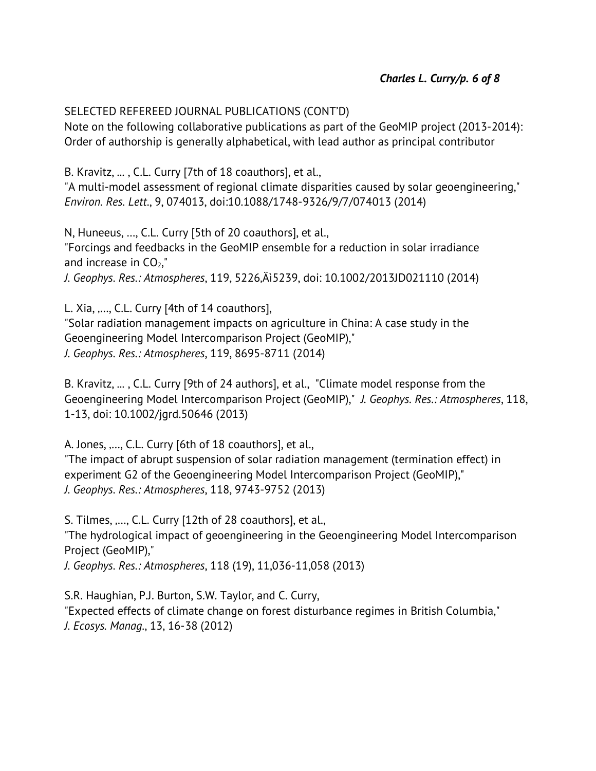SELECTED REFEREED JOURNAL PUBLICATIONS (CONT'D)

Note on the following collaborative publications as part of the GeoMIP project (2013-2014): Order of authorship is generally alphabetical, with lead author as principal contributor

B. Kravitz, ... , C.L. Curry [7th of 18 coauthors], et al.,
"A multi-model assessment of regional climate disparities caused by solar geoengineering,"
*Environ. Res. Lett.*, 9, 074013, doi:10.1088/1748-9326/9/7/074013 (2014)

N, Huneeus, ..., C.L. Curry [5th of 20 coauthors], et al.,
"Forcings and feedbacks in the GeoMIP ensemble for a reduction in solar irradiance and increase in $CO_2$,"
*J. Geophys. Res.: Atmospheres*, 119, 5226,Äì5239, doi: 10.1002/2013JD021110 (2014)

L. Xia, ,..., C.L. Curry [4th of 14 coauthors],
"Solar radiation management impacts on agriculture in China: A case study in the Geoengineering Model Intercomparison Project (GeoMIP),"
*J. Geophys. Res.: Atmospheres*, 119, 8695-8711 (2014)

B. Kravitz, ... , C.L. Curry [9th of 24 authors], et al., "Climate model response from the Geoengineering Model Intercomparison Project (GeoMIP)," *J. Geophys. Res.: Atmospheres*, 118, 1-13, doi: 10.1002/jgrd.50646 (2013)

A. Jones, ,..., C.L. Curry [6th of 18 coauthors], et al.,
"The impact of abrupt suspension of solar radiation management (termination effect) in experiment G2 of the Geoengineering Model Intercomparison Project (GeoMIP),"
*J. Geophys. Res.: Atmospheres*, 118, 9743-9752 (2013)

S. Tilmes, ,..., C.L. Curry [12th of 28 coauthors], et al.,
"The hydrological impact of geoengineering in the Geoengineering Model Intercomparison Project (GeoMIP),"
*J. Geophys. Res.: Atmospheres*, 118 (19), 11,036-11,058 (2013)

S.R. Haughian, P.J. Burton, S.W. Taylor, and C. Curry,
"Expected effects of climate change on forest disturbance regimes in British Columbia,"
*J. Ecosys. Manag.*, 13, 16-38 (2012)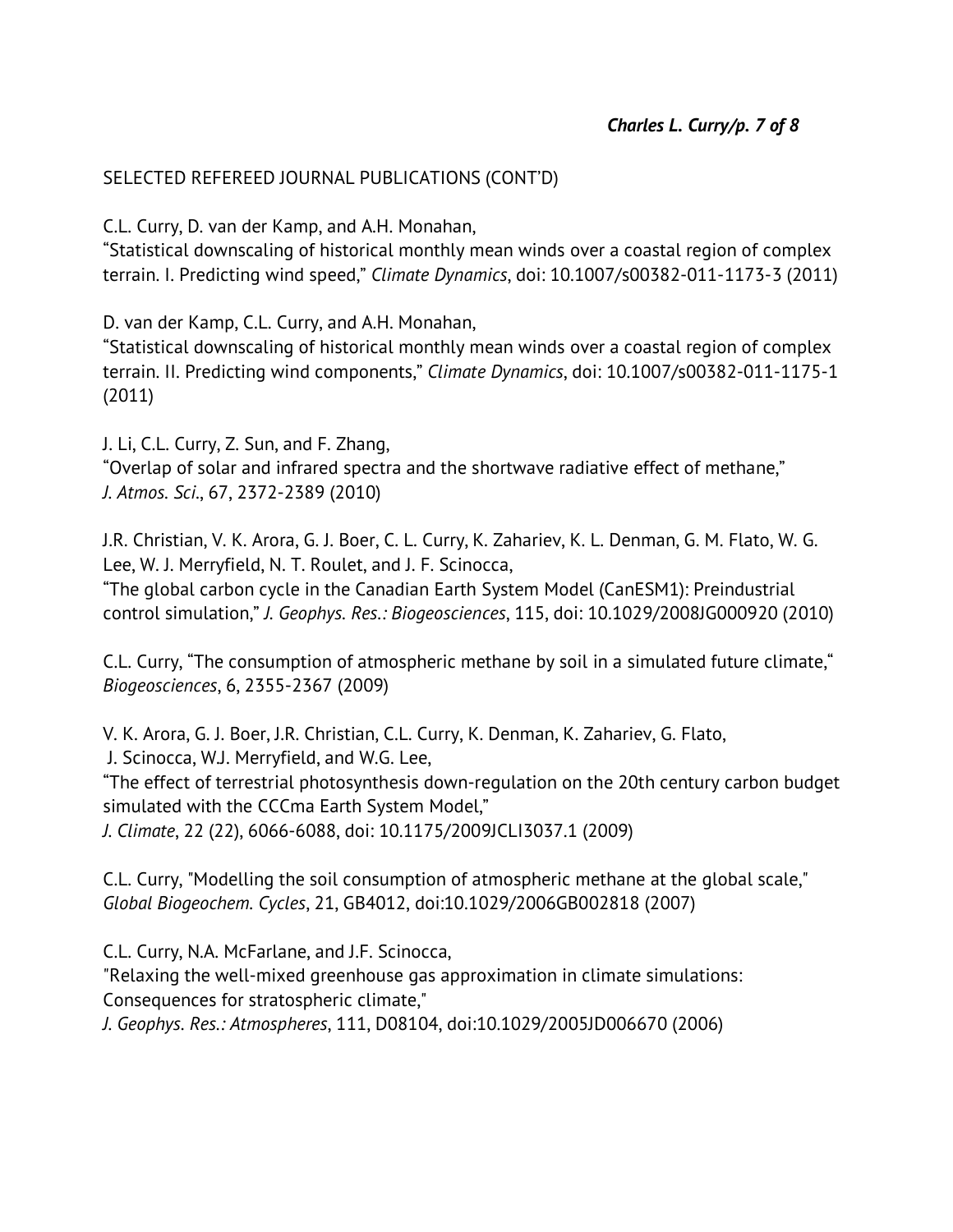SELECTED REFEREED JOURNAL PUBLICATIONS (CONT'D)

C.L. Curry, D. van der Kamp, and A.H. Monahan,
"Statistical downscaling of historical monthly mean winds over a coastal region of complex terrain. I. Predicting wind speed," *Climate Dynamics*, doi: 10.1007/s00382-011-1173-3 (2011)

D. van der Kamp, C.L. Curry, and A.H. Monahan,
"Statistical downscaling of historical monthly mean winds over a coastal region of complex terrain. II. Predicting wind components," *Climate Dynamics*, doi: 10.1007/s00382-011-1175-1 (2011)

J. Li, C.L. Curry, Z. Sun, and F. Zhang,
"Overlap of solar and infrared spectra and the shortwave radiative effect of methane," *J. Atmos. Sci.*, 67, 2372-2389 (2010)

J.R. Christian, V. K. Arora, G. J. Boer, C. L. Curry, K. Zahariev, K. L. Denman, G. M. Flato, W. G. Lee, W. J. Merryfield, N. T. Roulet, and J. F. Scinocca,
"The global carbon cycle in the Canadian Earth System Model (CanESM1): Preindustrial control simulation," *J. Geophys. Res.: Biogeosciences*, 115, doi: 10.1029/2008JG000920 (2010)

C.L. Curry, "The consumption of atmospheric methane by soil in a simulated future climate," *Biogeosciences*, 6, 2355-2367 (2009)

V. K. Arora, G. J. Boer, J.R. Christian, C.L. Curry, K. Denman, K. Zahariev, G. Flato, J. Scinocca, WJ. Merryfield, and W.G. Lee,
"The effect of terrestrial photosynthesis down-regulation on the 20th century carbon budget simulated with the CCCma Earth System Model,"
*J. Climate*, 22 (22), 6066-6088, doi: 10.1175/2009JCLI3037.1 (2009)

C.L. Curry, "Modelling the soil consumption of atmospheric methane at the global scale," *Global Biogeochem. Cycles*, 21, GB4012, doi:10.1029/2006GB002818 (2007)

C.L. Curry, N.A. McFarlane, and J.F. Scinocca,
"Relaxing the well-mixed greenhouse gas approximation in climate simulations: Consequences for stratospheric climate,"
*J. Geophys. Res.: Atmospheres*, 111, D08104, doi:10.1029/2005JD006670 (2006)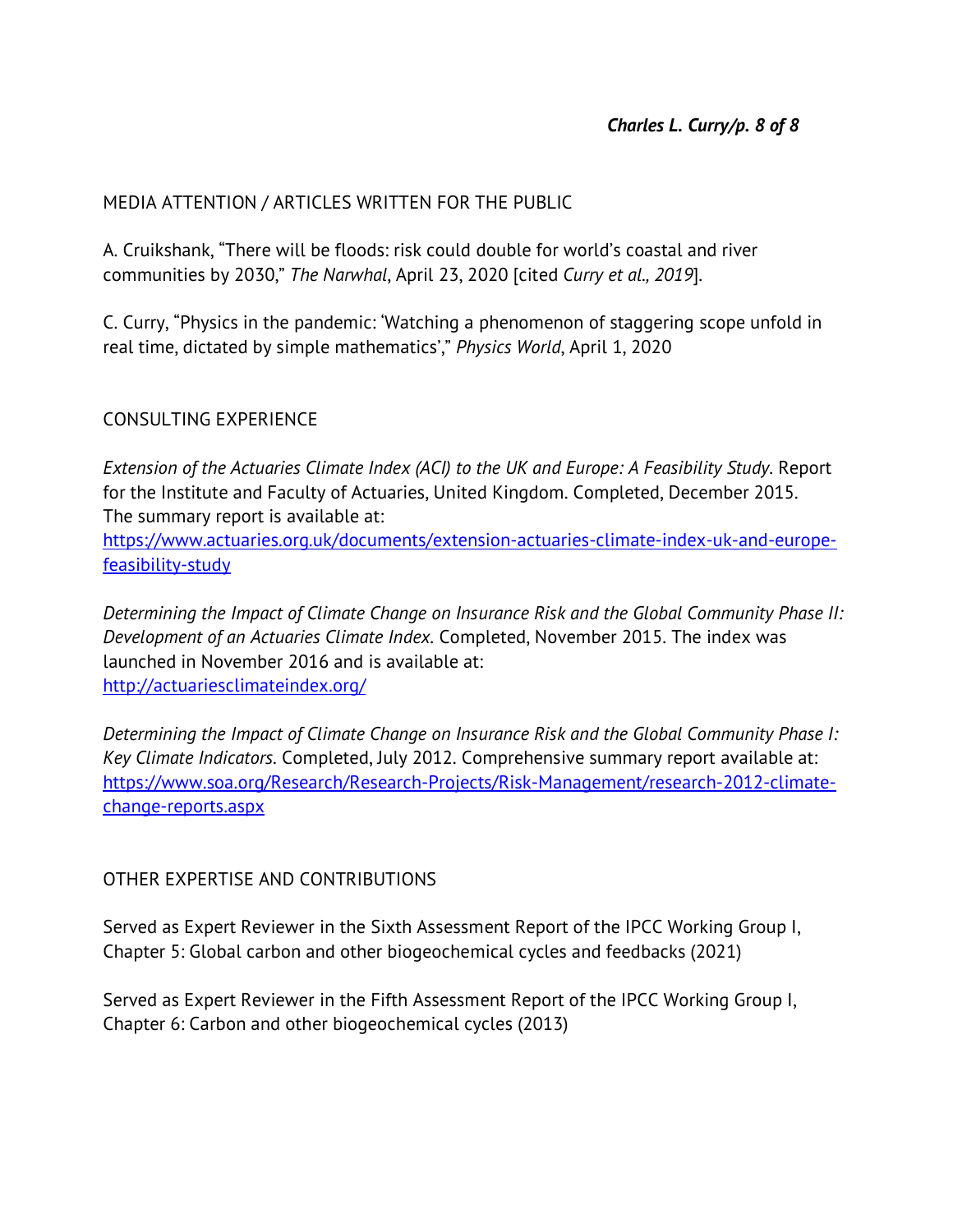## MEDIA ATTENTION / ARTICLES WRITTEN FOR THE PUBLIC

A. Cruikshank, "There will be floods: risk could double for world's coastal and river communities by 2030," *The Narwhal*, April 23, 2020 [cited *Curry et al., 2019*].

C. Curry, "Physics in the pandemic: 'Watching a phenomenon of staggering scope unfold in real time, dictated by simple mathematics'," *Physics World*, April 1, 2020

## CONSULTING EXPERIENCE

*Extension of the Actuaries Climate Index (ACI) to the UK and Europe: A Feasibility Study.* Report for the Institute and Faculty of Actuaries, United Kingdom. Completed, December 2015. The summary report is available at:
https://www.actuaries.org.uk/documents/extension-actuaries-climate-index-uk-and-europe-feasibility-study

*Determining the Impact of Climate Change on Insurance Risk and the Global Community Phase II: Development of an Actuaries Climate Index.* Completed, November 2015. The index was launched in November 2016 and is available at:
http://actuariesclimateindex.org/

*Determining the Impact of Climate Change on Insurance Risk and the Global Community Phase I: Key Climate Indicators.* Completed, July 2012. Comprehensive summary report available at:
https://www.soa.org/Research/Research-Projects/Risk-Management/research-2012-climate-change-reports.aspx

## OTHER EXPERTISE AND CONTRIBUTIONS

Served as Expert Reviewer in the Sixth Assessment Report of the IPCC Working Group I, Chapter 5: Global carbon and other biogeochemical cycles and feedbacks (2021)

Served as Expert Reviewer in the Fifth Assessment Report of the IPCC Working Group I, Chapter 6: Carbon and other biogeochemical cycles (2013)